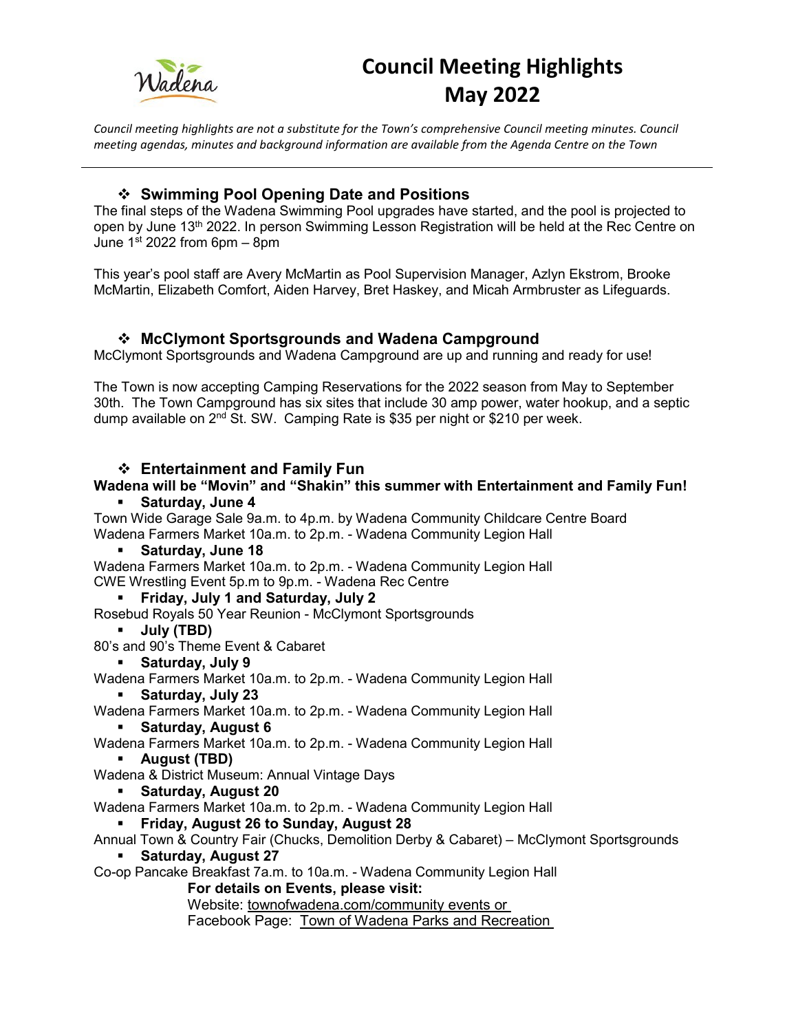# Council Meeting Highlights May 2022

*Council meeting highlights are not a substitute for the Town's comprehensive Council meeting minutes. Council meeting agendas, minutes and background information are available from the Agenda Centre on the Town*

---

## ❖ Swimming Pool Opening Date and Positions

The final steps of the Wadena Swimming Pool upgrades have started, and the pool is projected to open by June 13th 2022. In person Swimming Lesson Registration will be held at the Rec Centre on June 1st 2022 from 6pm – 8pm

This year's pool staff are Avery McMartin as Pool Supervision Manager, Azlyn Ekstrom, Brooke McMartin, Elizabeth Comfort, Aiden Harvey, Bret Haskey, and Micah Armbruster as Lifeguards.

## ❖ McClymont Sportsgrounds and Wadena Campground

McClymont Sportsgrounds and Wadena Campground are up and running and ready for use!

The Town is now accepting Camping Reservations for the 2022 season from May to September 30th. The Town Campground has six sites that include 30 amp power, water hookup, and a septic dump available on 2nd St. SW. Camping Rate is $35 per night or $210 per week.

## ❖ Entertainment and Family Fun

**Wadena will be "Movin" and "Shakin" this summer with Entertainment and Family Fun!**

- **Saturday, June 4**

Town Wide Garage Sale 9a.m. to 4p.m. by Wadena Community Childcare Centre Board
Wadena Farmers Market 10a.m. to 2p.m. - Wadena Community Legion Hall

- **Saturday, June 18**

Wadena Farmers Market 10a.m. to 2p.m. - Wadena Community Legion Hall
CWE Wrestling Event 5p.m to 9p.m. - Wadena Rec Centre

- **Friday, July 1 and Saturday, July 2**

Rosebud Royals 50 Year Reunion - McClymont Sportsgrounds

- **July (TBD)**

80's and 90's Theme Event & Cabaret

- **Saturday, July 9**

Wadena Farmers Market 10a.m. to 2p.m. - Wadena Community Legion Hall

- **Saturday, July 23**

Wadena Farmers Market 10a.m. to 2p.m. - Wadena Community Legion Hall

- **Saturday, August 6**

Wadena Farmers Market 10a.m. to 2p.m. - Wadena Community Legion Hall

- **August (TBD)**

Wadena & District Museum: Annual Vintage Days

- **Saturday, August 20**

Wadena Farmers Market 10a.m. to 2p.m. - Wadena Community Legion Hall

- **Friday, August 26 to Sunday, August 28**

Annual Town & Country Fair (Chucks, Demolition Derby & Cabaret) – McClymont Sportsgrounds

- **Saturday, August 27**

Co-op Pancake Breakfast 7a.m. to 10a.m. - Wadena Community Legion Hall

**For details on Events, please visit:**
Website: townofwadena.com/community events or
Facebook Page: Town of Wadena Parks and Recreation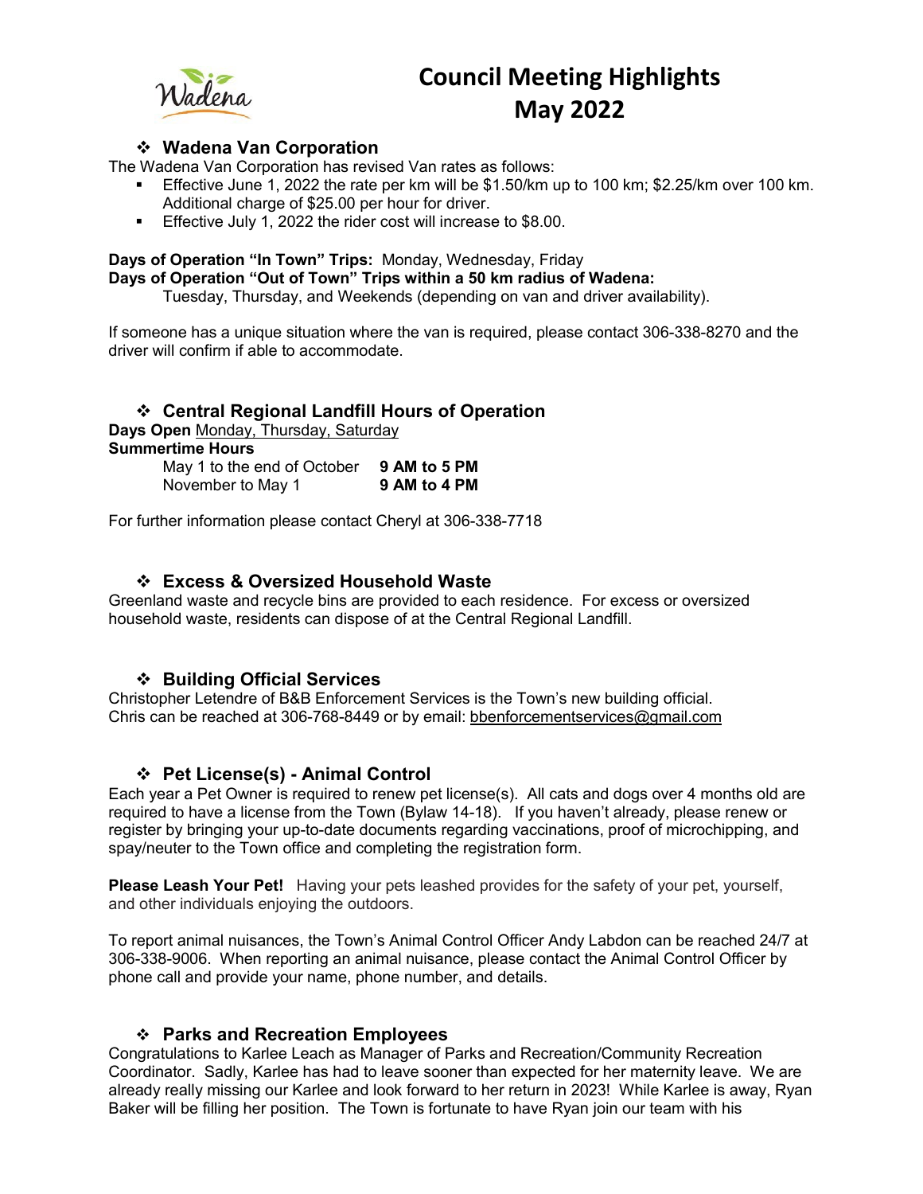# Council Meeting Highlights May 2022

## ❖ Wadena Van Corporation

The Wadena Van Corporation has revised Van rates as follows:

- Effective June 1, 2022 the rate per km will be $1.50/km up to 100 km; $2.25/km over 100 km. Additional charge of $25.00 per hour for driver.
- Effective July 1, 2022 the rider cost will increase to $8.00.

**Days of Operation "In Town" Trips:** Monday, Wednesday, Friday
**Days of Operation "Out of Town" Trips within a 50 km radius of Wadena:**
Tuesday, Thursday, and Weekends (depending on van and driver availability).

If someone has a unique situation where the van is required, please contact 306-338-8270 and the driver will confirm if able to accommodate.

## ❖ Central Regional Landfill Hours of Operation

**Days Open** Monday, Thursday, Saturday
**Summertime Hours**

| | |
|---|---|
| May 1 to the end of October | **9 AM to 5 PM** |
| November to May 1 | **9 AM to 4 PM** |

For further information please contact Cheryl at 306-338-7718

## ❖ Excess & Oversized Household Waste

Greenland waste and recycle bins are provided to each residence. For excess or oversized household waste, residents can dispose of at the Central Regional Landfill.

## ❖ Building Official Services

Christopher Letendre of B&B Enforcement Services is the Town's new building official. Chris can be reached at 306-768-8449 or by email: bbenforcementservices@gmail.com

## ❖ Pet License(s) - Animal Control

Each year a Pet Owner is required to renew pet license(s). All cats and dogs over 4 months old are required to have a license from the Town (Bylaw 14-18). If you haven't already, please renew or register by bringing your up-to-date documents regarding vaccinations, proof of microchipping, and spay/neuter to the Town office and completing the registration form.

**Please Leash Your Pet!** Having your pets leashed provides for the safety of your pet, yourself, and other individuals enjoying the outdoors.

To report animal nuisances, the Town's Animal Control Officer Andy Labdon can be reached 24/7 at 306-338-9006. When reporting an animal nuisance, please contact the Animal Control Officer by phone call and provide your name, phone number, and details.

## ❖ Parks and Recreation Employees

Congratulations to Karlee Leach as Manager of Parks and Recreation/Community Recreation Coordinator. Sadly, Karlee has had to leave sooner than expected for her maternity leave. We are already really missing our Karlee and look forward to her return in 2023! While Karlee is away, Ryan Baker will be filling her position. The Town is fortunate to have Ryan join our team with his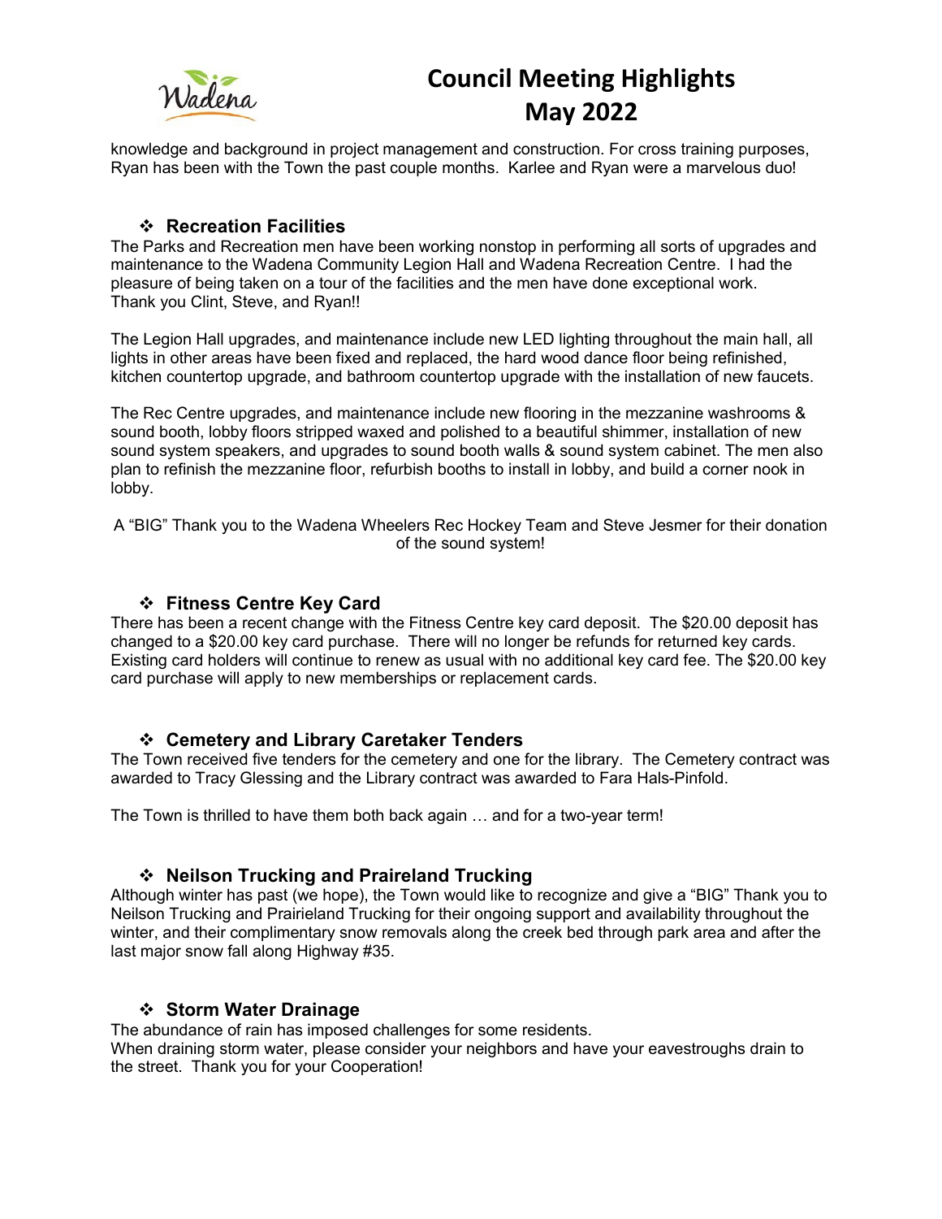knowledge and background in project management and construction. For cross training purposes, Ryan has been with the Town the past couple months. Karlee and Ryan were a marvelous duo!

### ❖ Recreation Facilities

The Parks and Recreation men have been working nonstop in performing all sorts of upgrades and maintenance to the Wadena Community Legion Hall and Wadena Recreation Centre. I had the pleasure of being taken on a tour of the facilities and the men have done exceptional work. Thank you Clint, Steve, and Ryan!!

The Legion Hall upgrades, and maintenance include new LED lighting throughout the main hall, all lights in other areas have been fixed and replaced, the hard wood dance floor being refinished, kitchen countertop upgrade, and bathroom countertop upgrade with the installation of new faucets.

The Rec Centre upgrades, and maintenance include new flooring in the mezzanine washrooms & sound booth, lobby floors stripped waxed and polished to a beautiful shimmer, installation of new sound system speakers, and upgrades to sound booth walls & sound system cabinet. The men also plan to refinish the mezzanine floor, refurbish booths to install in lobby, and build a corner nook in lobby.

A "BIG" Thank you to the Wadena Wheelers Rec Hockey Team and Steve Jesmer for their donation of the sound system!

### ❖ Fitness Centre Key Card

There has been a recent change with the Fitness Centre key card deposit. The $20.00 deposit has changed to a $20.00 key card purchase. There will no longer be refunds for returned key cards. Existing card holders will continue to renew as usual with no additional key card fee. The $20.00 key card purchase will apply to new memberships or replacement cards.

### ❖ Cemetery and Library Caretaker Tenders

The Town received five tenders for the cemetery and one for the library. The Cemetery contract was awarded to Tracy Glessing and the Library contract was awarded to Fara Hals-Pinfold.

The Town is thrilled to have them both back again … and for a two-year term!

### ❖ Neilson Trucking and Praireland Trucking

Although winter has past (we hope), the Town would like to recognize and give a "BIG" Thank you to Neilson Trucking and Prairieland Trucking for their ongoing support and availability throughout the winter, and their complimentary snow removals along the creek bed through park area and after the last major snow fall along Highway #35.

### ❖ Storm Water Drainage

The abundance of rain has imposed challenges for some residents.
When draining storm water, please consider your neighbors and have your eavestroughs drain to the street. Thank you for your Cooperation!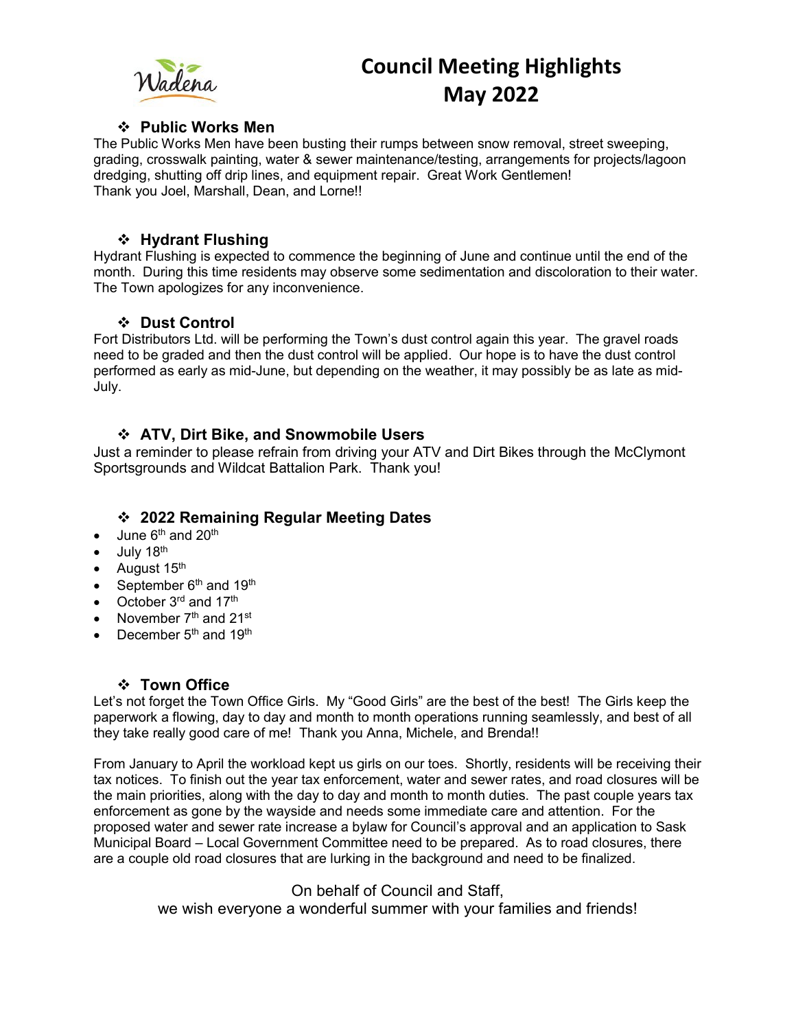# Council Meeting Highlights May 2022

## ❖ Public Works Men

The Public Works Men have been busting their rumps between snow removal, street sweeping, grading, crosswalk painting, water & sewer maintenance/testing, arrangements for projects/lagoon dredging, shutting off drip lines, and equipment repair. Great Work Gentlemen!
Thank you Joel, Marshall, Dean, and Lorne!!

## ❖ Hydrant Flushing

Hydrant Flushing is expected to commence the beginning of June and continue until the end of the month. During this time residents may observe some sedimentation and discoloration to their water. The Town apologizes for any inconvenience.

## ❖ Dust Control

Fort Distributors Ltd. will be performing the Town's dust control again this year. The gravel roads need to be graded and then the dust control will be applied. Our hope is to have the dust control performed as early as mid-June, but depending on the weather, it may possibly be as late as mid-July.

## ❖ ATV, Dirt Bike, and Snowmobile Users

Just a reminder to please refrain from driving your ATV and Dirt Bikes through the McClymont Sportsgrounds and Wildcat Battalion Park. Thank you!

## ❖ 2022 Remaining Regular Meeting Dates

- June 6th and 20th
- July 18th
- August 15th
- September 6th and 19th
- October 3rd and 17th
- November 7th and 21st
- December 5th and 19th

## ❖ Town Office

Let's not forget the Town Office Girls. My "Good Girls" are the best of the best! The Girls keep the paperwork a flowing, day to day and month to month operations running seamlessly, and best of all they take really good care of me! Thank you Anna, Michele, and Brenda!!

From January to April the workload kept us girls on our toes. Shortly, residents will be receiving their tax notices. To finish out the year tax enforcement, water and sewer rates, and road closures will be the main priorities, along with the day to day and month to month duties. The past couple years tax enforcement as gone by the wayside and needs some immediate care and attention. For the proposed water and sewer rate increase a bylaw for Council's approval and an application to Sask Municipal Board – Local Government Committee need to be prepared. As to road closures, there are a couple old road closures that are lurking in the background and need to be finalized.

On behalf of Council and Staff,
we wish everyone a wonderful summer with your families and friends!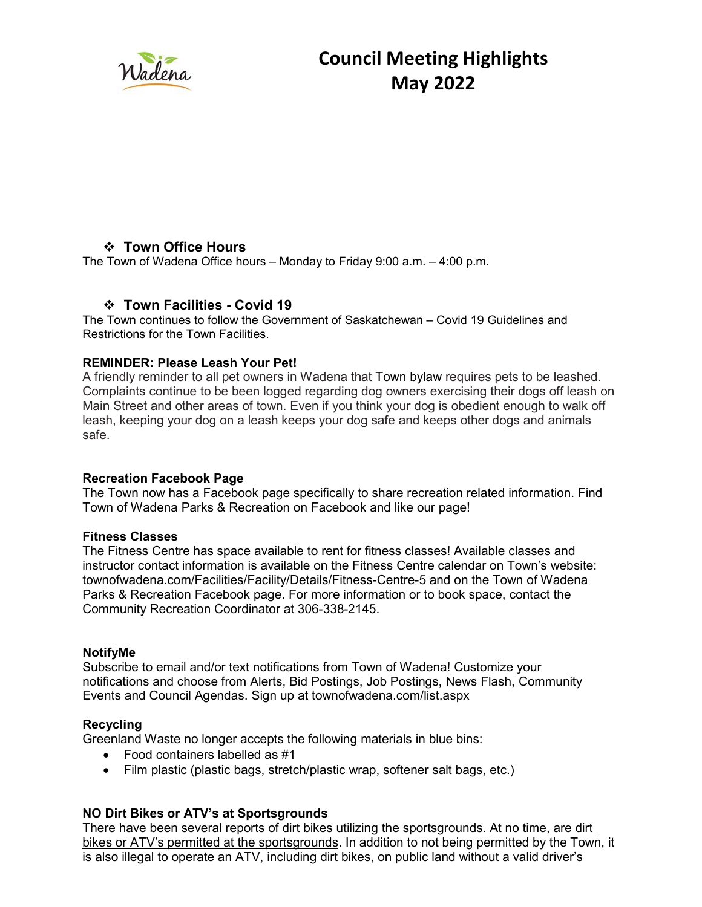# Council Meeting Highlights May 2022

### ❖ Town Office Hours

The Town of Wadena Office hours – Monday to Friday 9:00 a.m. – 4:00 p.m.

### ❖ Town Facilities - Covid 19

The Town continues to follow the Government of Saskatchewan – Covid 19 Guidelines and Restrictions for the Town Facilities.

**REMINDER: Please Leash Your Pet!**

A friendly reminder to all pet owners in Wadena that Town bylaw requires pets to be leashed. Complaints continue to be been logged regarding dog owners exercising their dogs off leash on Main Street and other areas of town. Even if you think your dog is obedient enough to walk off leash, keeping your dog on a leash keeps your dog safe and keeps other dogs and animals safe.

**Recreation Facebook Page**

The Town now has a Facebook page specifically to share recreation related information. Find Town of Wadena Parks & Recreation on Facebook and like our page!

**Fitness Classes**

The Fitness Centre has space available to rent for fitness classes! Available classes and instructor contact information is available on the Fitness Centre calendar on Town's website: townofwadena.com/Facilities/Facility/Details/Fitness-Centre-5 and on the Town of Wadena Parks & Recreation Facebook page. For more information or to book space, contact the Community Recreation Coordinator at 306-338-2145.

**NotifyMe**

Subscribe to email and/or text notifications from Town of Wadena! Customize your notifications and choose from Alerts, Bid Postings, Job Postings, News Flash, Community Events and Council Agendas. Sign up at townofwadena.com/list.aspx

**Recycling**

Greenland Waste no longer accepts the following materials in blue bins:

- Food containers labelled as #1
- Film plastic (plastic bags, stretch/plastic wrap, softener salt bags, etc.)

**NO Dirt Bikes or ATV's at Sportsgrounds**

There have been several reports of dirt bikes utilizing the sportsgrounds. At no time, are dirt bikes or ATV's permitted at the sportsgrounds. In addition to not being permitted by the Town, it is also illegal to operate an ATV, including dirt bikes, on public land without a valid driver's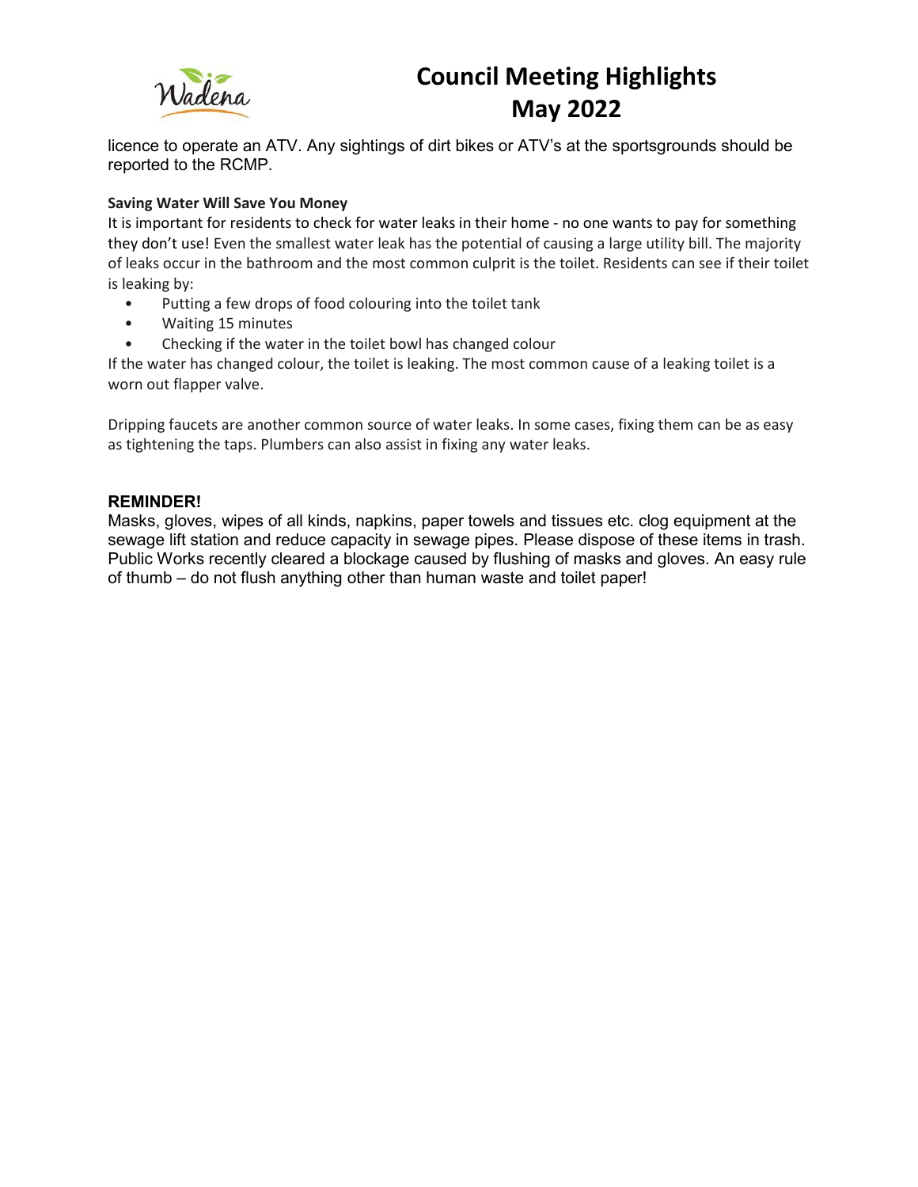licence to operate an ATV. Any sightings of dirt bikes or ATV's at the sportsgrounds should be reported to the RCMP.

**Saving Water Will Save You Money**

It is important for residents to check for water leaks in their home - no one wants to pay for something they don't use! Even the smallest water leak has the potential of causing a large utility bill. The majority of leaks occur in the bathroom and the most common culprit is the toilet. Residents can see if their toilet is leaking by:

- Putting a few drops of food colouring into the toilet tank
- Waiting 15 minutes
- Checking if the water in the toilet bowl has changed colour

If the water has changed colour, the toilet is leaking. The most common cause of a leaking toilet is a worn out flapper valve.

Dripping faucets are another common source of water leaks. In some cases, fixing them can be as easy as tightening the taps. Plumbers can also assist in fixing any water leaks.

**REMINDER!**

Masks, gloves, wipes of all kinds, napkins, paper towels and tissues etc. clog equipment at the sewage lift station and reduce capacity in sewage pipes. Please dispose of these items in trash. Public Works recently cleared a blockage caused by flushing of masks and gloves. An easy rule of thumb – do not flush anything other than human waste and toilet paper!